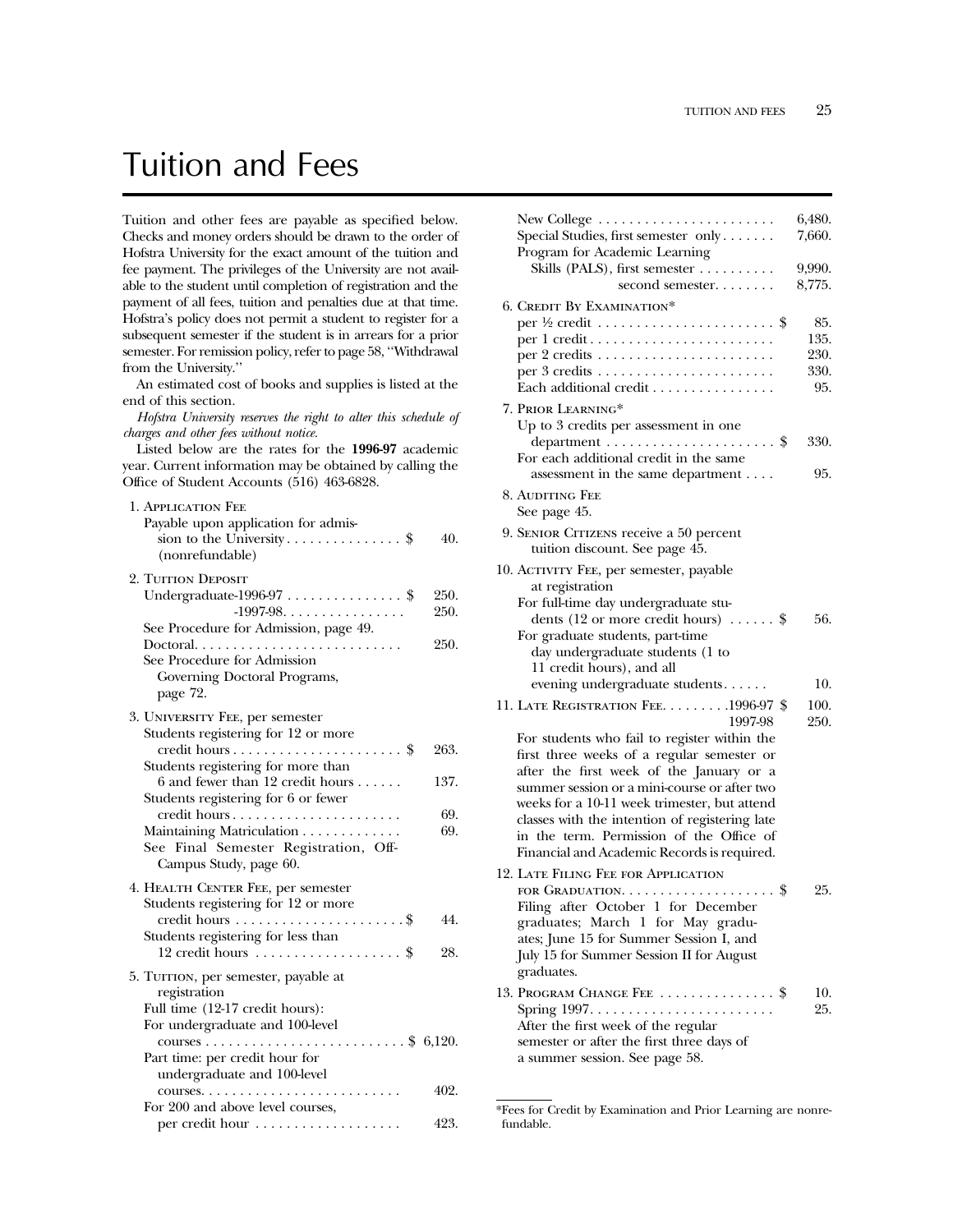# Tuition and Fees

Tuition and other fees are payable as specified below. Checks and money orders should be drawn to the order of Hofstra University for the exact amount of the tuition and fee payment. The privileges of the University are not available to the student until completion of registration and the payment of all fees, tuition and penalties due at that time. Hofstra's policy does not permit a student to register for a subsequent semester if the student is in arrears for a prior semester. For remission policy, refer to page 58, "Withdrawal from the University."

An estimated cost of books and supplies is listed at the end of this section.

*Hofstra University reserves the right to alter this schedule of charges and other fees without notice.*

Listed below are the rates for the **1996-97** academic year. Current information may be obtained by calling the Office of Student Accounts (516) 463-6828.

1. Application Fee
   Payable upon application for admission to the University . . . . . . . . . . . . . . . $ 40.
   (nonrefundable)

2. Tuition Deposit
   Undergraduate-1996-97 . . . . . . . . . . . . . . . $ 250.
   -1997-98. . . . . . . . . . . . . . . . 250.
   See Procedure for Admission, page 49.
   Doctoral. . . . . . . . . . . . . . . . . . . . . . . . . . . 250.
   See Procedure for Admission Governing Doctoral Programs, page 72.

3. University Fee, per semester
   Students registering for 12 or more credit hours . . . . . . . . . . . . . . . . . . . . . . $ 263.
   Students registering for more than 6 and fewer than 12 credit hours . . . . . . 137.
   Students registering for 6 or fewer credit hours . . . . . . . . . . . . . . . . . . . . . . 69.
   Maintaining Matriculation . . . . . . . . . . . . . 69.
   See Final Semester Registration, Off-Campus Study, page 60.

4. Health Center Fee, per semester
   Students registering for 12 or more credit hours . . . . . . . . . . . . . . . . . . . . . . $ 44.
   Students registering for less than 12 credit hours . . . . . . . . . . . . . . . . . . . $ 28.

5. Tuition, per semester, payable at registration
   Full time (12-17 credit hours):
   For undergraduate and 100-level courses . . . . . . . . . . . . . . . . . . . . . . . . . . $ 6,120.
   Part time: per credit hour for undergraduate and 100-level courses. . . . . . . . . . . . . . . . . . . . . . . . . . 402.
   For 200 and above level courses, per credit hour . . . . . . . . . . . . . . . . . . . 423.
   New College . . . . . . . . . . . . . . . . . . . . . . . 6,480.
   Special Studies, first semester only . . . . . . . 7,660.
   Program for Academic Learning Skills (PALS), first semester . . . . . . . . . . 9,990.
   second semester. . . . . . . . 8,775.

6. Credit By Examination*
   per ½ credit . . . . . . . . . . . . . . . . . . . . . . . $ 85.
   per 1 credit . . . . . . . . . . . . . . . . . . . . . . . . 135.
   per 2 credits . . . . . . . . . . . . . . . . . . . . . . . 230.
   per 3 credits . . . . . . . . . . . . . . . . . . . . . . . 330.
   Each additional credit . . . . . . . . . . . . . . . . 95.

7. Prior Learning*
   Up to 3 credits per assessment in one department . . . . . . . . . . . . . . . . . . . . . . $ 330.
   For each additional credit in the same assessment in the same department . . . . 95.

8. Auditing Fee
   See page 45.

9. Senior Citizens receive a 50 percent tuition discount. See page 45.

10. Activity Fee, per semester, payable at registration
    For full-time day undergraduate students (12 or more credit hours) . . . . . . $ 56.
    For graduate students, part-time day undergraduate students (1 to 11 credit hours), and all evening undergraduate students . . . . . . 10.

11. Late Registration Fee. . . . . . . . .1996-97 $ 100.
    1997-98 250.
    For students who fail to register within the first three weeks of a regular semester or after the first week of the January or a summer session or a mini-course or after two weeks for a 10-11 week trimester, but attend classes with the intention of registering late in the term. Permission of the Office of Financial and Academic Records is required.

12. Late Filing Fee for Application for Graduation. . . . . . . . . . . . . . . . . . . . $ 25.
    Filing after October 1 for December graduates; March 1 for May graduates; June 15 for Summer Session I, and July 15 for Summer Session II for August graduates.

13. Program Change Fee . . . . . . . . . . . . . . . $ 10.
    Spring 1997. . . . . . . . . . . . . . . . . . . . . . . . 25.
    After the first week of the regular semester or after the first three days of a summer session. See page 58.

*Fees for Credit by Examination and Prior Learning are nonrefundable.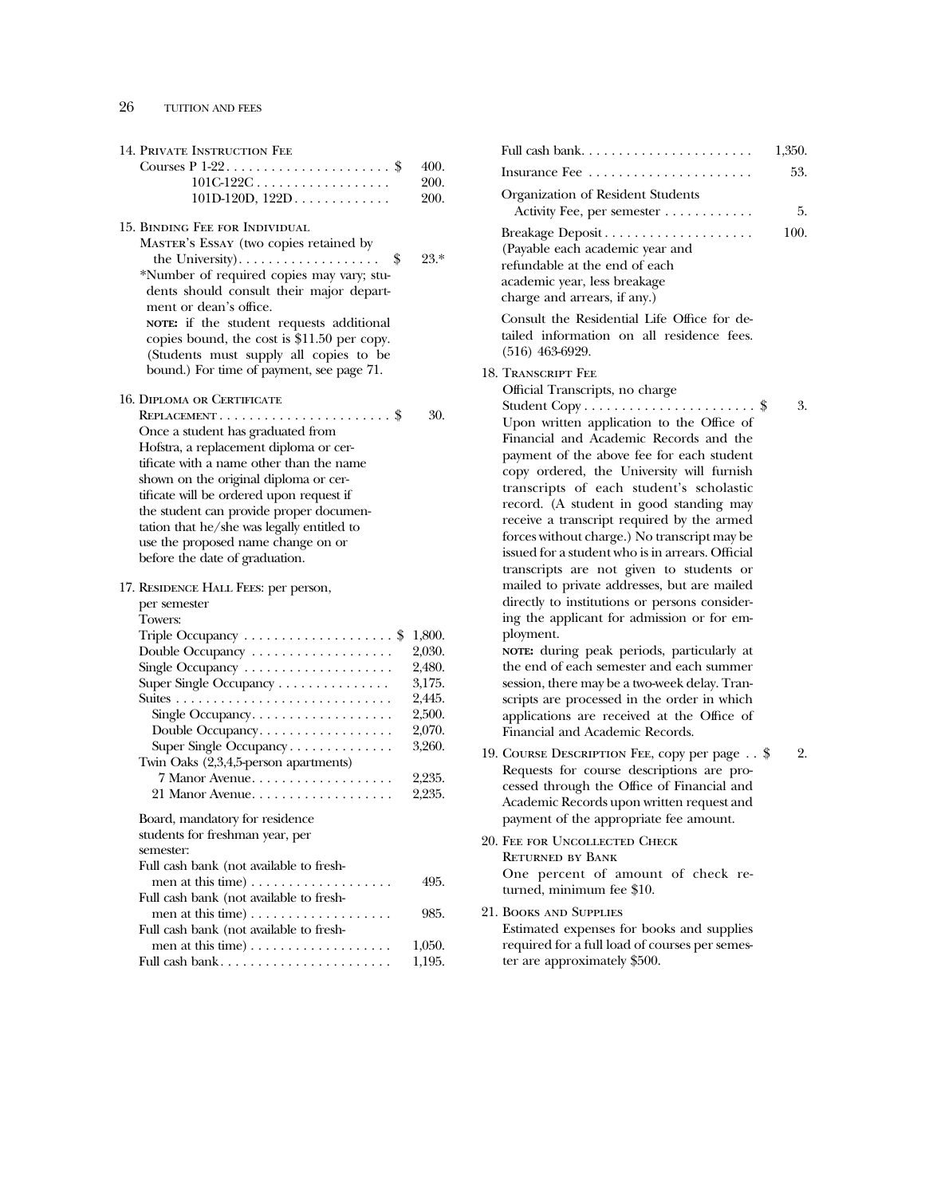14. Private Instruction Fee

| | |
|---|---|
| Courses P 1-22 | $ 400. |
| 101C-122C | 200. |
| 101D-120D, 122D | 200. |

15. Binding Fee for Individual Master's Essay (two copies retained by the University) . . . $ 23.*

*Number of required copies may vary; students should consult their major department or dean's office.

NOTE: if the student requests additional copies bound, the cost is $11.50 per copy. (Students must supply all copies to be bound.) For time of payment, see page 71.

16. Diploma or Certificate Replacement . . . $ 30.

Once a student has graduated from Hofstra, a replacement diploma or certificate with a name other than the name shown on the original diploma or certificate will be ordered upon request if the student can provide proper documentation that he/she was legally entitled to use the proposed name change on or before the date of graduation.

17. Residence Hall Fees: per person, per semester

| | |
|---|---|
| Towers: | |
| Triple Occupancy | $ 1,800. |
| Double Occupancy | 2,030. |
| Single Occupancy | 2,480. |
| Super Single Occupancy | 3,175. |
| Suites | 2,445. |
| Single Occupancy | 2,500. |
| Double Occupancy | 2,070. |
| Super Single Occupancy | 3,260. |
| Twin Oaks (2,3,4,5-person apartments) | |
| 7 Manor Avenue | 2,235. |
| 21 Manor Avenue | 2,235. |

| | |
|---|---|
| Board, mandatory for residence students for freshman year, per semester: | |
| Full cash bank (not available to freshmen at this time) | 495. |
| Full cash bank (not available to freshmen at this time) | 985. |
| Full cash bank (not available to freshmen at this time) | 1,050. |
| Full cash bank | 1,195. |
| Full cash bank | 1,350. |
| Insurance Fee | 53. |
| Organization of Resident Students Activity Fee, per semester | 5. |
| Breakage Deposit (Payable each academic year and refundable at the end of each academic year, less breakage charge and arrears, if any.) | 100. |

Consult the Residential Life Office for detailed information on all residence fees. (516) 463-6929.

18. Transcript Fee

Official Transcripts, no charge

Student Copy . . . $ 3.

Upon written application to the Office of Financial and Academic Records and the payment of the above fee for each student copy ordered, the University will furnish transcripts of each student's scholastic record. (A student in good standing may receive a transcript required by the armed forces without charge.) No transcript may be issued for a student who is in arrears. Official transcripts are not given to students or mailed to private addresses, but are mailed directly to institutions or persons considering the applicant for admission or for employment.

NOTE: during peak periods, particularly at the end of each semester and each summer session, there may be a two-week delay. Transcripts are processed in the order in which applications are received at the Office of Financial and Academic Records.

19. Course Description Fee, copy per page . . $ 2.

Requests for course descriptions are processed through the Office of Financial and Academic Records upon written request and payment of the appropriate fee amount.

20. Fee for Uncollected Check Returned by Bank

One percent of amount of check returned, minimum fee $10.

21. Books and Supplies

Estimated expenses for books and supplies required for a full load of courses per semester are approximately $500.